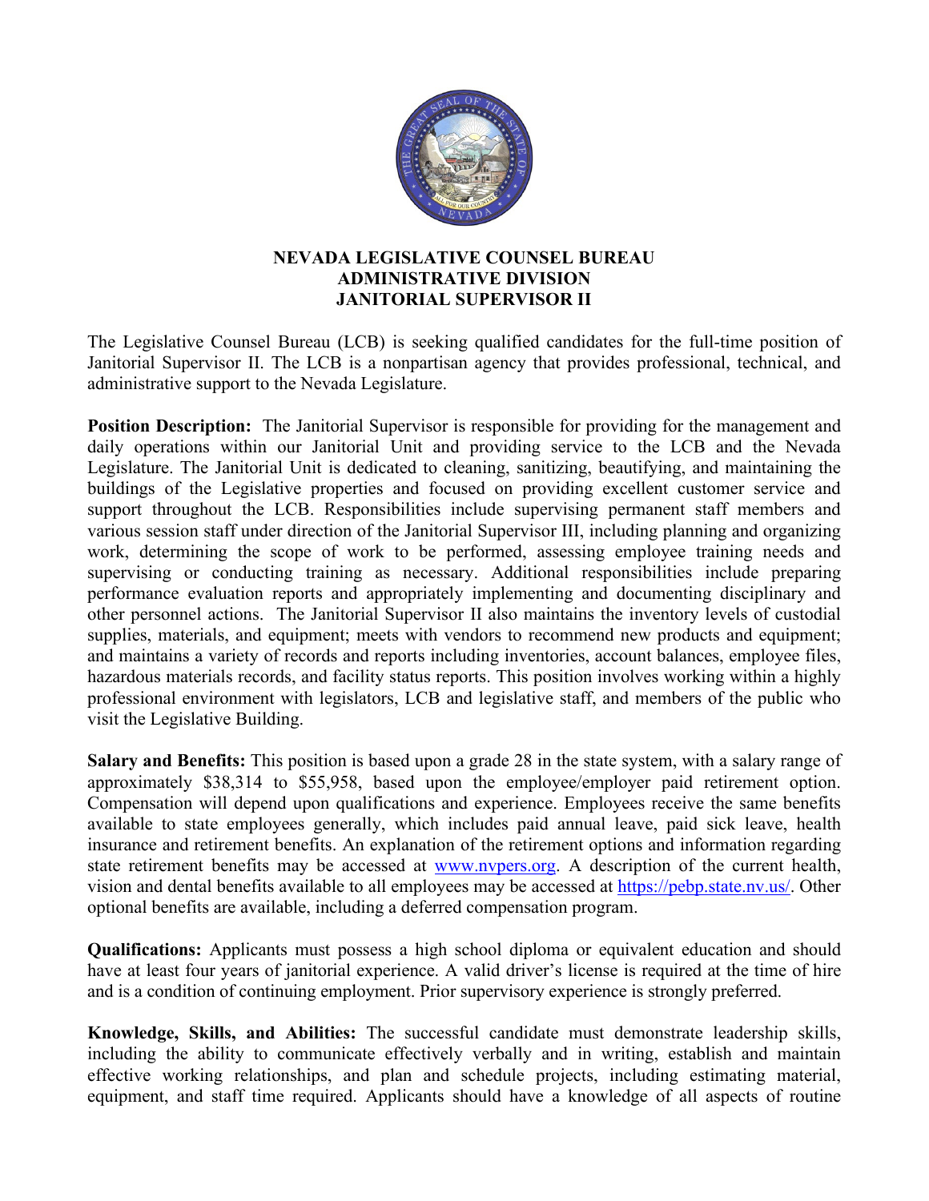# NEVADA LEGISLATIVE COUNSEL BUREAU
## ADMINISTRATIVE DIVISION
## JANITORIAL SUPERVISOR II

The Legislative Counsel Bureau (LCB) is seeking qualified candidates for the full-time position of Janitorial Supervisor II. The LCB is a nonpartisan agency that provides professional, technical, and administrative support to the Nevada Legislature.

**Position Description:** The Janitorial Supervisor is responsible for providing for the management and daily operations within our Janitorial Unit and providing service to the LCB and the Nevada Legislature. The Janitorial Unit is dedicated to cleaning, sanitizing, beautifying, and maintaining the buildings of the Legislative properties and focused on providing excellent customer service and support throughout the LCB. Responsibilities include supervising permanent staff members and various session staff under direction of the Janitorial Supervisor III, including planning and organizing work, determining the scope of work to be performed, assessing employee training needs and supervising or conducting training as necessary. Additional responsibilities include preparing performance evaluation reports and appropriately implementing and documenting disciplinary and other personnel actions. The Janitorial Supervisor II also maintains the inventory levels of custodial supplies, materials, and equipment; meets with vendors to recommend new products and equipment; and maintains a variety of records and reports including inventories, account balances, employee files, hazardous materials records, and facility status reports. This position involves working within a highly professional environment with legislators, LCB and legislative staff, and members of the public who visit the Legislative Building.

**Salary and Benefits:** This position is based upon a grade 28 in the state system, with a salary range of approximately $38,314 to $55,958, based upon the employee/employer paid retirement option. Compensation will depend upon qualifications and experience. Employees receive the same benefits available to state employees generally, which includes paid annual leave, paid sick leave, health insurance and retirement benefits. An explanation of the retirement options and information regarding state retirement benefits may be accessed at www.nvpers.org. A description of the current health, vision and dental benefits available to all employees may be accessed at https://pebp.state.nv.us/. Other optional benefits are available, including a deferred compensation program.

**Qualifications:** Applicants must possess a high school diploma or equivalent education and should have at least four years of janitorial experience. A valid driver's license is required at the time of hire and is a condition of continuing employment. Prior supervisory experience is strongly preferred.

**Knowledge, Skills, and Abilities:** The successful candidate must demonstrate leadership skills, including the ability to communicate effectively verbally and in writing, establish and maintain effective working relationships, and plan and schedule projects, including estimating material, equipment, and staff time required. Applicants should have a knowledge of all aspects of routine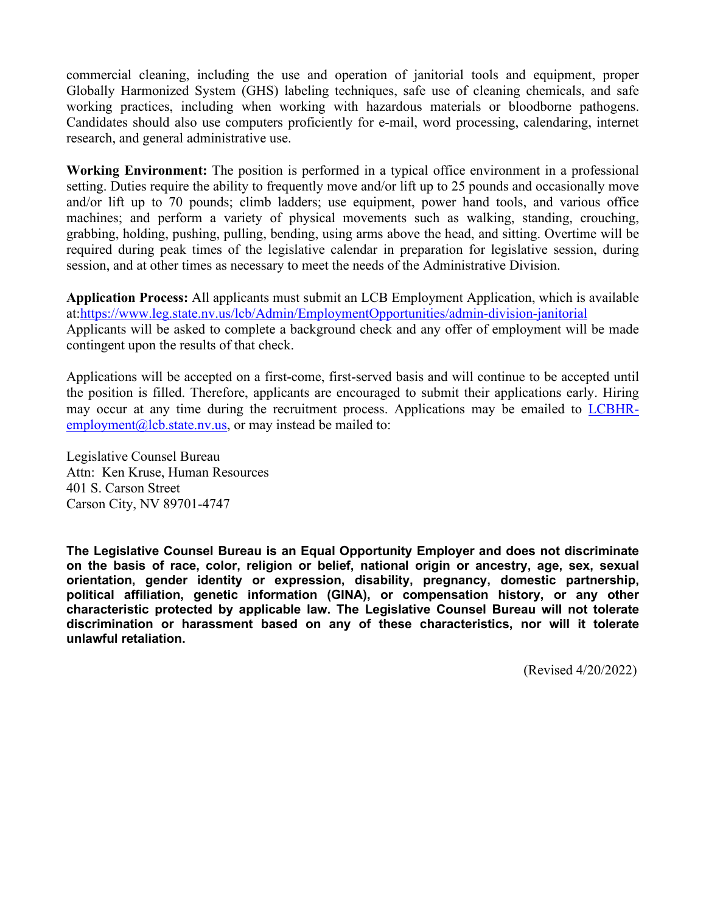commercial cleaning, including the use and operation of janitorial tools and equipment, proper Globally Harmonized System (GHS) labeling techniques, safe use of cleaning chemicals, and safe working practices, including when working with hazardous materials or bloodborne pathogens. Candidates should also use computers proficiently for e-mail, word processing, calendaring, internet research, and general administrative use.

**Working Environment:** The position is performed in a typical office environment in a professional setting. Duties require the ability to frequently move and/or lift up to 25 pounds and occasionally move and/or lift up to 70 pounds; climb ladders; use equipment, power hand tools, and various office machines; and perform a variety of physical movements such as walking, standing, crouching, grabbing, holding, pushing, pulling, bending, using arms above the head, and sitting. Overtime will be required during peak times of the legislative calendar in preparation for legislative session, during session, and at other times as necessary to meet the needs of the Administrative Division.

**Application Process:** All applicants must submit an LCB Employment Application, which is available at:[https://www.leg.state.nv.us/lcb/Admin/EmploymentOpportunities/admin-division-janitorial](https://www.leg.state.nv.us/lcb/Admin/EmploymentOpportunities/admin-division-janitorial) Applicants will be asked to complete a background check and any offer of employment will be made contingent upon the results of that check.

Applications will be accepted on a first-come, first-served basis and will continue to be accepted until the position is filled. Therefore, applicants are encouraged to submit their applications early. Hiring may occur at any time during the recruitment process. Applications may be emailed to [LCBHR-employment@lcb.state.nv.us](mailto:LCBHR-employment@lcb.state.nv.us), or may instead be mailed to:

Legislative Counsel Bureau
Attn: Ken Kruse, Human Resources
401 S. Carson Street
Carson City, NV 89701-4747

**The Legislative Counsel Bureau is an Equal Opportunity Employer and does not discriminate on the basis of race, color, religion or belief, national origin or ancestry, age, sex, sexual orientation, gender identity or expression, disability, pregnancy, domestic partnership, political affiliation, genetic information (GINA), or compensation history, or any other characteristic protected by applicable law. The Legislative Counsel Bureau will not tolerate discrimination or harassment based on any of these characteristics, nor will it tolerate unlawful retaliation.**

(Revised 4/20/2022)